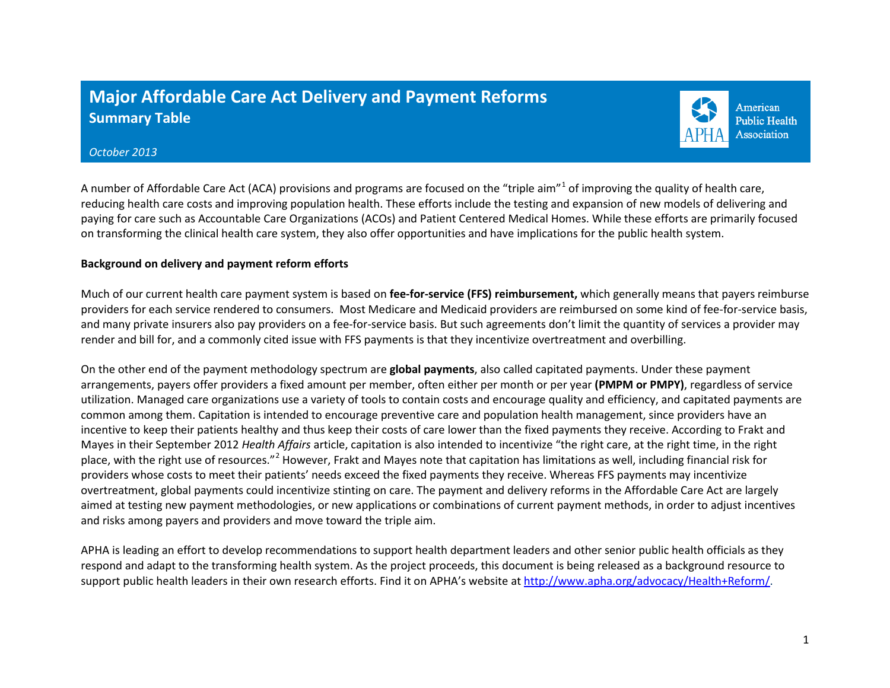# Major Affordable Care Act Delivery and Payment Reforms

## Summary Table

*October 2013*

American Public Health Association

A number of Affordable Care Act (ACA) provisions and programs are focused on the "triple aim"[1] of improving the quality of health care, reducing health care costs and improving population health. These efforts include the testing and expansion of new models of delivering and paying for care such as Accountable Care Organizations (ACOs) and Patient Centered Medical Homes. While these efforts are primarily focused on transforming the clinical health care system, they also offer opportunities and have implications for the public health system.

**Background on delivery and payment reform efforts**

Much of our current health care payment system is based on **fee-for-service (FFS) reimbursement,** which generally means that payers reimburse providers for each service rendered to consumers. Most Medicare and Medicaid providers are reimbursed on some kind of fee-for-service basis, and many private insurers also pay providers on a fee-for-service basis. But such agreements don't limit the quantity of services a provider may render and bill for, and a commonly cited issue with FFS payments is that they incentivize overtreatment and overbilling.

On the other end of the payment methodology spectrum are **global payments**, also called capitated payments. Under these payment arrangements, payers offer providers a fixed amount per member, often either per month or per year **(PMPM or PMPY)**, regardless of service utilization. Managed care organizations use a variety of tools to contain costs and encourage quality and efficiency, and capitated payments are common among them. Capitation is intended to encourage preventive care and population health management, since providers have an incentive to keep their patients healthy and thus keep their costs of care lower than the fixed payments they receive. According to Frakt and Mayes in their September 2012 *Health Affairs* article, capitation is also intended to incentivize "the right care, at the right time, in the right place, with the right use of resources."[2] However, Frakt and Mayes note that capitation has limitations as well, including financial risk for providers whose costs to meet their patients' needs exceed the fixed payments they receive. Whereas FFS payments may incentivize overtreatment, global payments could incentivize stinting on care. The payment and delivery reforms in the Affordable Care Act are largely aimed at testing new payment methodologies, or new applications or combinations of current payment methods, in order to adjust incentives and risks among payers and providers and move toward the triple aim.

APHA is leading an effort to develop recommendations to support health department leaders and other senior public health officials as they respond and adapt to the transforming health system. As the project proceeds, this document is being released as a background resource to support public health leaders in their own research efforts. Find it on APHA's website at [http://www.apha.org/advocacy/Health+Reform/](http://www.apha.org/advocacy/Health+Reform/).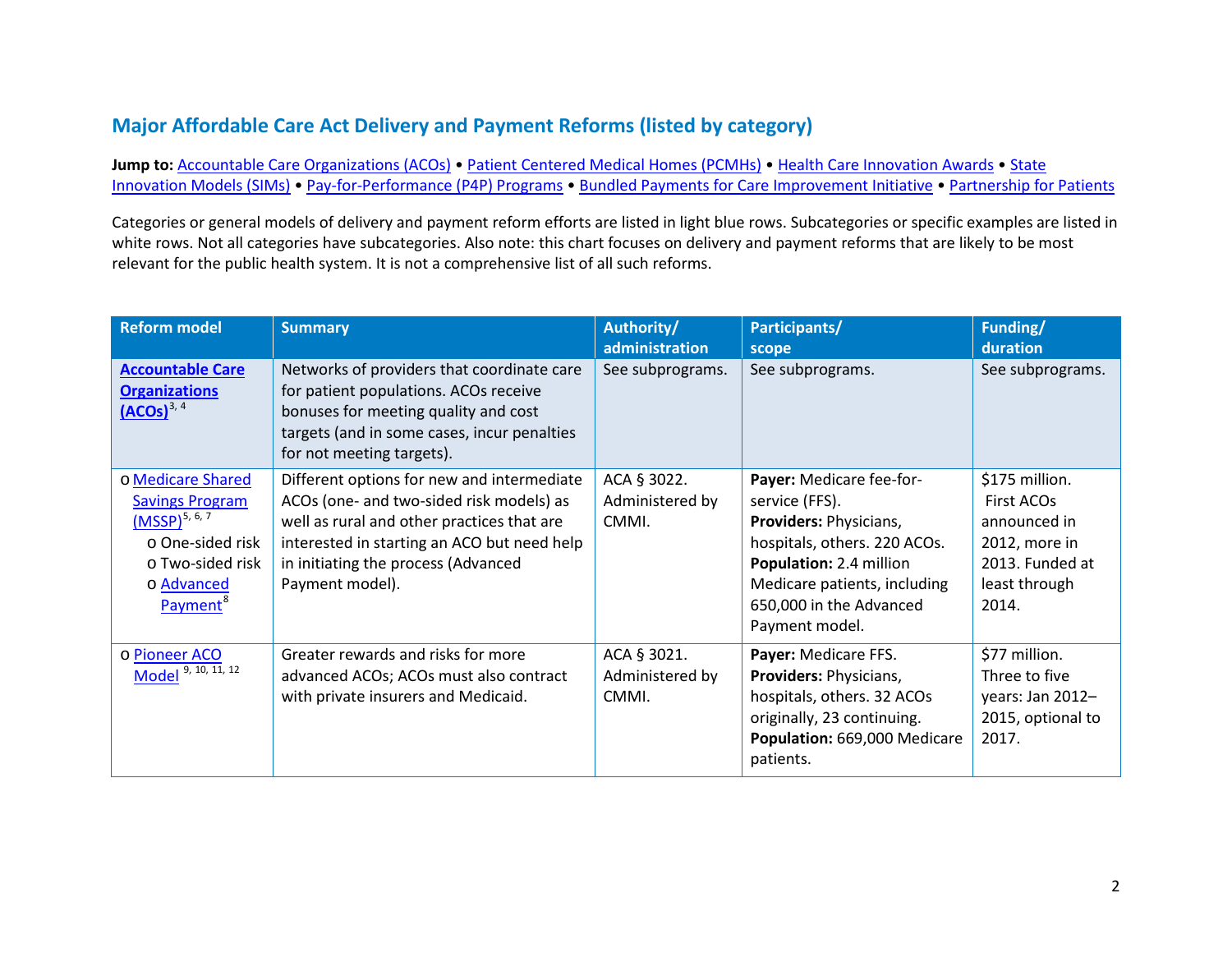## Major Affordable Care Act Delivery and Payment Reforms (listed by category)

**Jump to:** Accountable Care Organizations (ACOs) • Patient Centered Medical Homes (PCMHs) • Health Care Innovation Awards • State Innovation Models (SIMs) • Pay-for-Performance (P4P) Programs • Bundled Payments for Care Improvement Initiative • Partnership for Patients

Categories or general models of delivery and payment reform efforts are listed in light blue rows. Subcategories or specific examples are listed in white rows. Not all categories have subcategories. Also note: this chart focuses on delivery and payment reforms that are likely to be most relevant for the public health system. It is not a comprehensive list of all such reforms.

| Reform model | Summary | Authority/ administration | Participants/ scope | Funding/ duration |
|---|---|---|---|---|
| **Accountable Care Organizations (ACOs)**[3, 4] | Networks of providers that coordinate care for patient populations. ACOs receive bonuses for meeting quality and cost targets (and in some cases, incur penalties for not meeting targets). | See subprograms. | See subprograms. | See subprograms. |
| o Medicare Shared Savings Program (MSSP)[5, 6, 7]<br>o One-sided risk<br>o Two-sided risk<br>o Advanced Payment[8] | Different options for new and intermediate ACOs (one- and two-sided risk models) as well as rural and other practices that are interested in starting an ACO but need help in initiating the process (Advanced Payment model). | ACA § 3022. Administered by CMMI. | **Payer:** Medicare fee-for-service (FFS).<br>**Providers:** Physicians, hospitals, others. 220 ACOs.<br>**Population:** 2.4 million Medicare patients, including 650,000 in the Advanced Payment model. | $175 million. First ACOs announced in 2012, more in 2013. Funded at least through 2014. |
| o Pioneer ACO Model [9, 10, 11, 12] | Greater rewards and risks for more advanced ACOs; ACOs must also contract with private insurers and Medicaid. | ACA § 3021. Administered by CMMI. | **Payer:** Medicare FFS.<br>**Providers:** Physicians, hospitals, others. 32 ACOs originally, 23 continuing.<br>**Population:** 669,000 Medicare patients. | $77 million. Three to five years: Jan 2012–2015, optional to 2017. |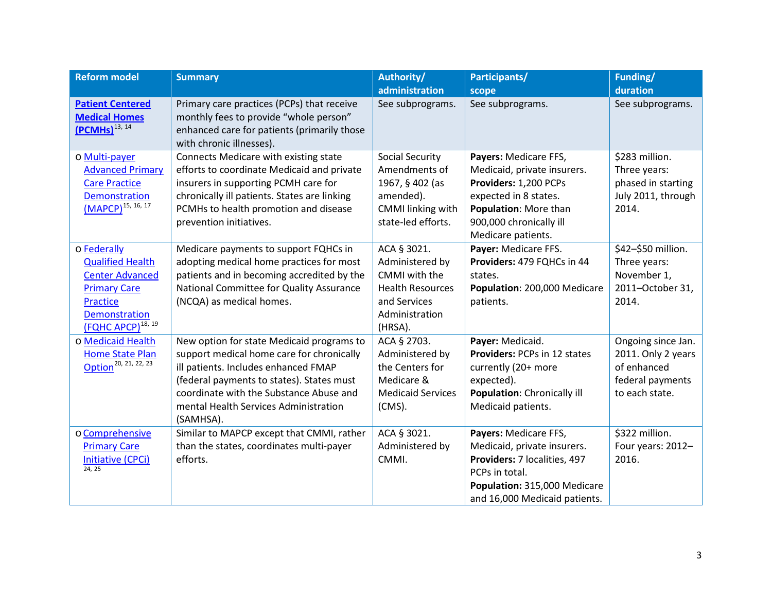| Reform model | Summary | Authority/ administration | Participants/ scope | Funding/ duration |
|---|---|---|---|---|
| **Patient Centered Medical Homes (PCMHs)**[13, 14] | Primary care practices (PCPs) that receive monthly fees to provide "whole person" enhanced care for patients (primarily those with chronic illnesses). | See subprograms. | See subprograms. | See subprograms. |
| o Multi-payer Advanced Primary Care Practice Demonstration (MAPCP)[15, 16, 17] | Connects Medicare with existing state efforts to coordinate Medicaid and private insurers in supporting PCMH care for chronically ill patients. States are linking PCMHs to health promotion and disease prevention initiatives. | Social Security Amendments of 1967, § 402 (as amended). CMMI linking with state-led efforts. | **Payers:** Medicare FFS, Medicaid, private insurers. **Providers:** 1,200 PCPs expected in 8 states. **Population**: More than 900,000 chronically ill Medicare patients. | $283 million. Three years: phased in starting July 2011, through 2014. |
| o Federally Qualified Health Center Advanced Primary Care Practice Demonstration (FQHC APCP)[18, 19] | Medicare payments to support FQHCs in adopting medical home practices for most patients and in becoming accredited by the National Committee for Quality Assurance (NCQA) as medical homes. | ACA § 3021. Administered by CMMI with the Health Resources and Services Administration (HRSA). | **Payer:** Medicare FFS. **Providers:** 479 FQHCs in 44 states. **Population**: 200,000 Medicare patients. | $42–$50 million. Three years: November 1, 2011–October 31, 2014. |
| o Medicaid Health Home State Plan Option[20, 21, 22, 23] | New option for state Medicaid programs to support medical home care for chronically ill patients. Includes enhanced FMAP (federal payments to states). States must coordinate with the Substance Abuse and mental Health Services Administration (SAMHSA). | ACA § 2703. Administered by the Centers for Medicare & Medicaid Services (CMS). | **Payer:** Medicaid. **Providers:** PCPs in 12 states currently (20+ more expected). **Population**: Chronically ill Medicaid patients. | Ongoing since Jan. 2011. Only 2 years of enhanced federal payments to each state. |
| o Comprehensive Primary Care Initiative (CPCi)[24, 25] | Similar to MAPCP except that CMMI, rather than the states, coordinates multi-payer efforts. | ACA § 3021. Administered by CMMI. | **Payers:** Medicare FFS, Medicaid, private insurers. **Providers:** 7 localities, 497 PCPs in total. **Population:** 315,000 Medicare and 16,000 Medicaid patients. | $322 million. Four years: 2012–2016. |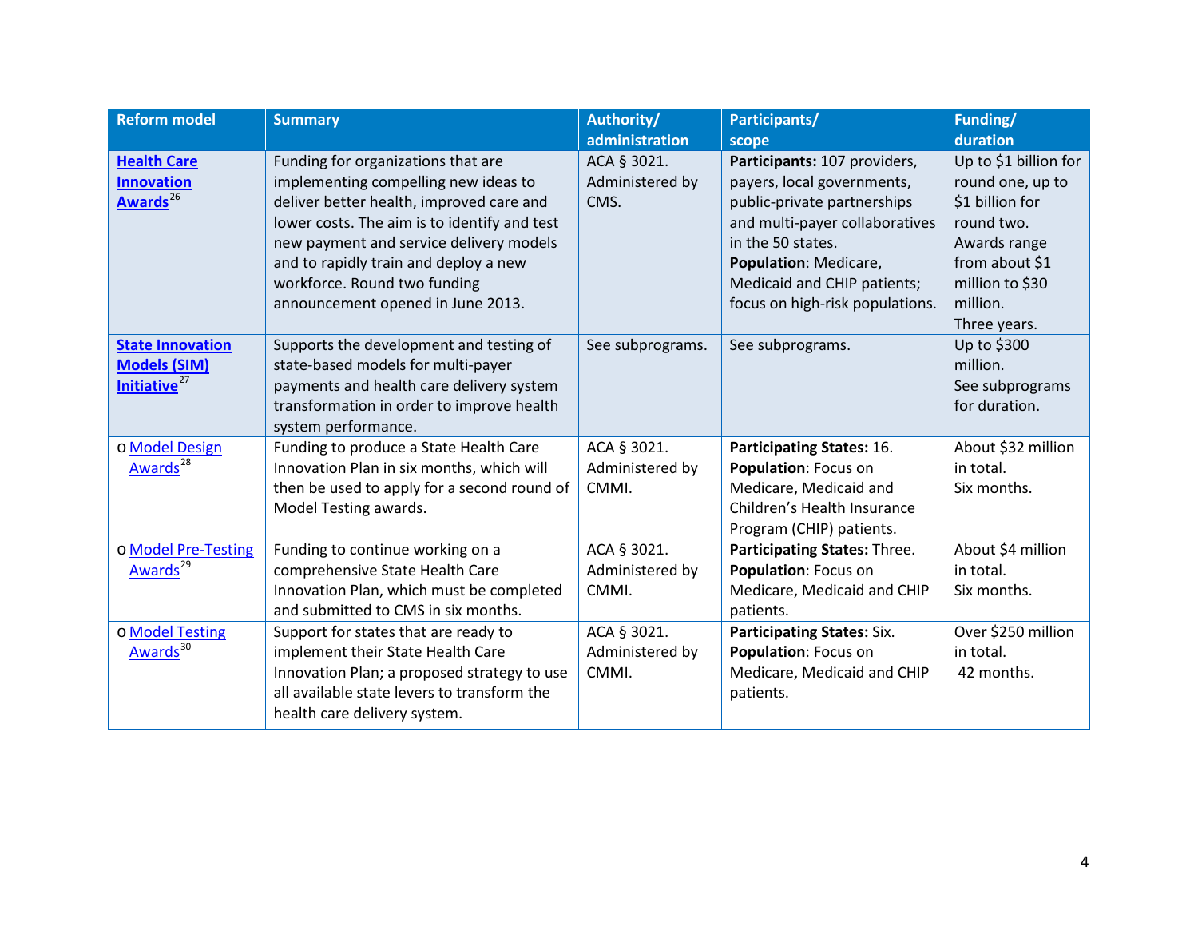| Reform model | Summary | Authority/ administration | Participants/ scope | Funding/ duration |
| --- | --- | --- | --- | --- |
| **Health Care Innovation Awards**[26] | Funding for organizations that are implementing compelling new ideas to deliver better health, improved care and lower costs. The aim is to identify and test new payment and service delivery models and to rapidly train and deploy a new workforce. Round two funding announcement opened in June 2013. | ACA § 3021. Administered by CMS. | **Participants:** 107 providers, payers, local governments, public-private partnerships and multi-payer collaboratives in the 50 states. **Population**: Medicare, Medicaid and CHIP patients; focus on high-risk populations. | Up to $1 billion for round one, up to $1 billion for round two. Awards range from about $1 million to $30 million. Three years. |
| **State Innovation Models (SIM) Initiative**[27] | Supports the development and testing of state-based models for multi-payer payments and health care delivery system transformation in order to improve health system performance. | See subprograms. | See subprograms. | Up to $300 million. See subprograms for duration. |
| o Model Design Awards[28] | Funding to produce a State Health Care Innovation Plan in six months, which will then be used to apply for a second round of Model Testing awards. | ACA § 3021. Administered by CMMI. | **Participating States:** 16. **Population**: Focus on Medicare, Medicaid and Children's Health Insurance Program (CHIP) patients. | About $32 million in total. Six months. |
| o Model Pre-Testing Awards[29] | Funding to continue working on a comprehensive State Health Care Innovation Plan, which must be completed and submitted to CMS in six months. | ACA § 3021. Administered by CMMI. | **Participating States:** Three. **Population**: Focus on Medicare, Medicaid and CHIP patients. | About $4 million in total. Six months. |
| o Model Testing Awards[30] | Support for states that are ready to implement their State Health Care Innovation Plan; a proposed strategy to use all available state levers to transform the health care delivery system. | ACA § 3021. Administered by CMMI. | **Participating States:** Six. **Population**: Focus on Medicare, Medicaid and CHIP patients. | Over $250 million in total. 42 months. |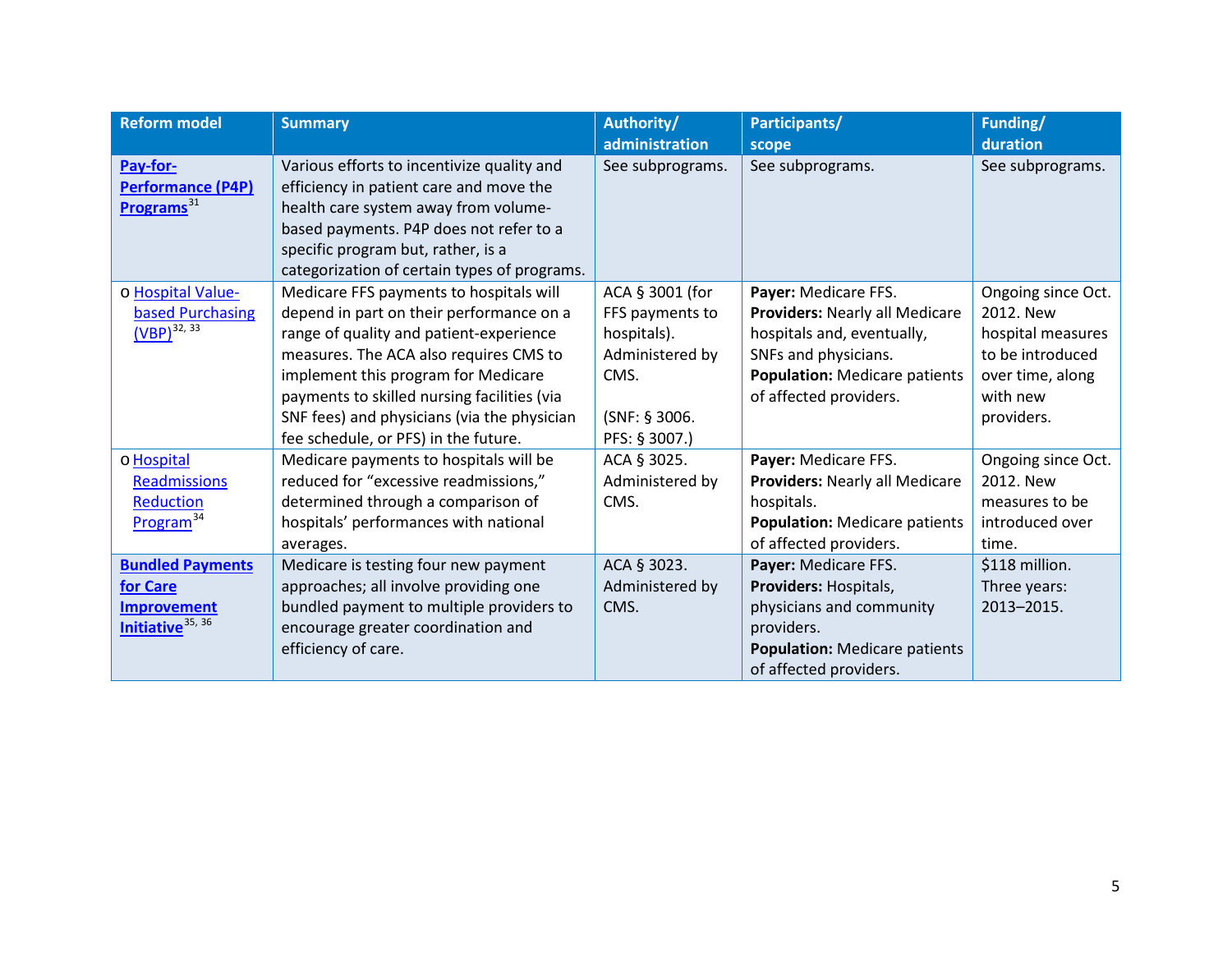| Reform model | Summary | Authority/ administration | Participants/ scope | Funding/ duration |
|---|---|---|---|---|
| **Pay-for-Performance (P4P) Programs**[31] | Various efforts to incentivize quality and efficiency in patient care and move the health care system away from volume-based payments. P4P does not refer to a specific program but, rather, is a categorization of certain types of programs. | See subprograms. | See subprograms. | See subprograms. |
| o Hospital Value-based Purchasing (VBP)[32, 33] | Medicare FFS payments to hospitals will depend in part on their performance on a range of quality and patient-experience measures. The ACA also requires CMS to implement this program for Medicare payments to skilled nursing facilities (via SNF fees) and physicians (via the physician fee schedule, or PFS) in the future. | ACA § 3001 (for FFS payments to hospitals). Administered by CMS. (SNF: § 3006. PFS: § 3007.) | **Payer:** Medicare FFS. **Providers:** Nearly all Medicare hospitals and, eventually, SNFs and physicians. **Population:** Medicare patients of affected providers. | Ongoing since Oct. 2012. New hospital measures to be introduced over time, along with new providers. |
| o Hospital Readmissions Reduction Program[34] | Medicare payments to hospitals will be reduced for "excessive readmissions," determined through a comparison of hospitals' performances with national averages. | ACA § 3025. Administered by CMS. | **Payer:** Medicare FFS. **Providers:** Nearly all Medicare hospitals. **Population:** Medicare patients of affected providers. | Ongoing since Oct. 2012. New measures to be introduced over time. |
| **Bundled Payments for Care Improvement Initiative**[35, 36] | Medicare is testing four new payment approaches; all involve providing one bundled payment to multiple providers to encourage greater coordination and efficiency of care. | ACA § 3023. Administered by CMS. | **Payer:** Medicare FFS. **Providers:** Hospitals, physicians and community providers. **Population:** Medicare patients of affected providers. | $118 million. Three years: 2013–2015. |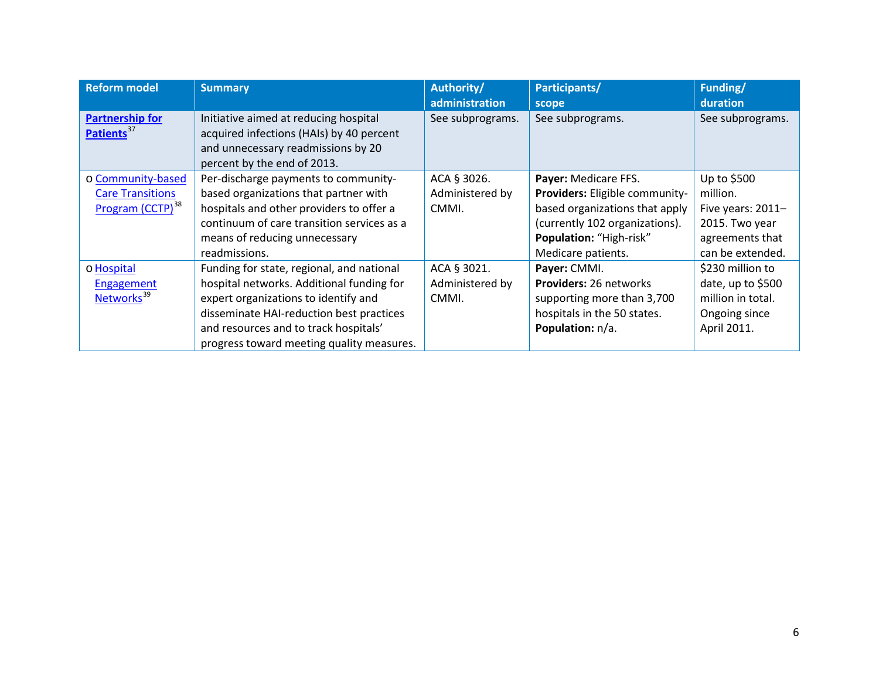| Reform model | Summary | Authority/ administration | Participants/ scope | Funding/ duration |
|---|---|---|---|---|
| **Partnership for Patients**[37] | Initiative aimed at reducing hospital acquired infections (HAIs) by 40 percent and unnecessary readmissions by 20 percent by the end of 2013. | See subprograms. | See subprograms. | See subprograms. |
| o Community-based Care Transitions Program (CCTP)[38] | Per-discharge payments to community-based organizations that partner with hospitals and other providers to offer a continuum of care transition services as a means of reducing unnecessary readmissions. | ACA § 3026. Administered by CMMI. | **Payer:** Medicare FFS. **Providers:** Eligible community-based organizations that apply (currently 102 organizations). **Population:** “High-risk” Medicare patients. | Up to $500 million. Five years: 2011–2015. Two year agreements that can be extended. |
| o Hospital Engagement Networks[39] | Funding for state, regional, and national hospital networks. Additional funding for expert organizations to identify and disseminate HAI-reduction best practices and resources and to track hospitals’ progress toward meeting quality measures. | ACA § 3021. Administered by CMMI. | **Payer:** CMMI. **Providers:** 26 networks supporting more than 3,700 hospitals in the 50 states. **Population:** n/a. | $230 million to date, up to $500 million in total. Ongoing since April 2011. |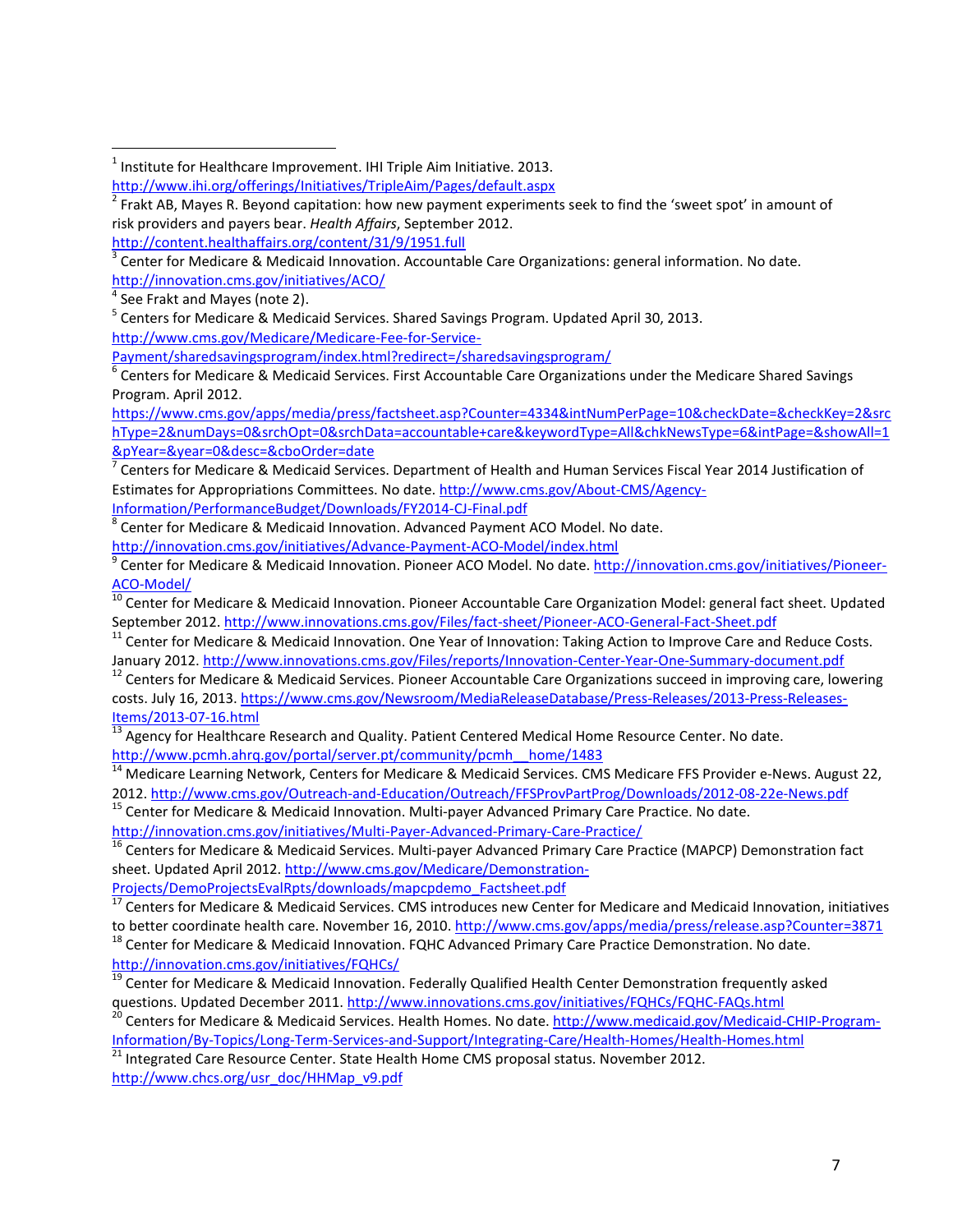[1] Institute for Healthcare Improvement. IHI Triple Aim Initiative. 2013. http://www.ihi.org/offerings/Initiatives/TripleAim/Pages/default.aspx

[2] Frakt AB, Mayes R. Beyond capitation: how new payment experiments seek to find the 'sweet spot' in amount of risk providers and payers bear. *Health Affairs*, September 2012. http://content.healthaffairs.org/content/31/9/1951.full

[3] Center for Medicare & Medicaid Innovation. Accountable Care Organizations: general information. No date. http://innovation.cms.gov/initiatives/ACO/

[4] See Frakt and Mayes (note 2).

[5] Centers for Medicare & Medicaid Services. Shared Savings Program. Updated April 30, 2013. http://www.cms.gov/Medicare/Medicare-Fee-for-Service-Payment/sharedsavingsprogram/index.html?redirect=/sharedsavingsprogram/

[6] Centers for Medicare & Medicaid Services. First Accountable Care Organizations under the Medicare Shared Savings Program. April 2012. https://www.cms.gov/apps/media/press/factsheet.asp?Counter=4334&intNumPerPage=10&checkDate=&checkKey=2&srchType=2&numDays=0&srchOpt=0&srchData=accountable+care&keywordType=All&chkNewsType=6&intPage=&showAll=1&pYear=&year=0&desc=&cboOrder=date

[7] Centers for Medicare & Medicaid Services. Department of Health and Human Services Fiscal Year 2014 Justification of Estimates for Appropriations Committees. No date. http://www.cms.gov/About-CMS/Agency-Information/PerformanceBudget/Downloads/FY2014-CJ-Final.pdf

[8] Center for Medicare & Medicaid Innovation. Advanced Payment ACO Model. No date. http://innovation.cms.gov/initiatives/Advance-Payment-ACO-Model/index.html

[9] Center for Medicare & Medicaid Innovation. Pioneer ACO Model. No date. http://innovation.cms.gov/initiatives/Pioneer-ACO-Model/

[10] Center for Medicare & Medicaid Innovation. Pioneer Accountable Care Organization Model: general fact sheet. Updated September 2012. http://www.innovations.cms.gov/Files/fact-sheet/Pioneer-ACO-General-Fact-Sheet.pdf

[11] Center for Medicare & Medicaid Innovation. One Year of Innovation: Taking Action to Improve Care and Reduce Costs. January 2012. http://www.innovations.cms.gov/Files/reports/Innovation-Center-Year-One-Summary-document.pdf

[12] Centers for Medicare & Medicaid Services. Pioneer Accountable Care Organizations succeed in improving care, lowering costs. July 16, 2013. https://www.cms.gov/Newsroom/MediaReleaseDatabase/Press-Releases/2013-Press-Releases-Items/2013-07-16.html

[13] Agency for Healthcare Research and Quality. Patient Centered Medical Home Resource Center. No date. http://www.pcmh.ahrq.gov/portal/server.pt/community/pcmh__home/1483

[14] Medicare Learning Network, Centers for Medicare & Medicaid Services. CMS Medicare FFS Provider e-News. August 22, 2012. http://www.cms.gov/Outreach-and-Education/Outreach/FFSProvPartProg/Downloads/2012-08-22e-News.pdf

[15] Center for Medicare & Medicaid Innovation. Multi-payer Advanced Primary Care Practice. No date. http://innovation.cms.gov/initiatives/Multi-Payer-Advanced-Primary-Care-Practice/

[16] Centers for Medicare & Medicaid Services. Multi-payer Advanced Primary Care Practice (MAPCP) Demonstration fact sheet. Updated April 2012. http://www.cms.gov/Medicare/Demonstration-Projects/DemoProjectsEvalRpts/downloads/mapcpdemo_Factsheet.pdf

[17] Centers for Medicare & Medicaid Services. CMS introduces new Center for Medicare and Medicaid Innovation, initiatives to better coordinate health care. November 16, 2010. http://www.cms.gov/apps/media/press/release.asp?Counter=3871

[18] Center for Medicare & Medicaid Innovation. FQHC Advanced Primary Care Practice Demonstration. No date. http://innovation.cms.gov/initiatives/FQHCs/

[19] Center for Medicare & Medicaid Innovation. Federally Qualified Health Center Demonstration frequently asked questions. Updated December 2011. http://www.innovations.cms.gov/initiatives/FQHCs/FQHC-FAQs.html

[20] Centers for Medicare & Medicaid Services. Health Homes. No date. http://www.medicaid.gov/Medicaid-CHIP-Program-Information/By-Topics/Long-Term-Services-and-Support/Integrating-Care/Health-Homes/Health-Homes.html

[21] Integrated Care Resource Center. State Health Home CMS proposal status. November 2012. http://www.chcs.org/usr_doc/HHMap_v9.pdf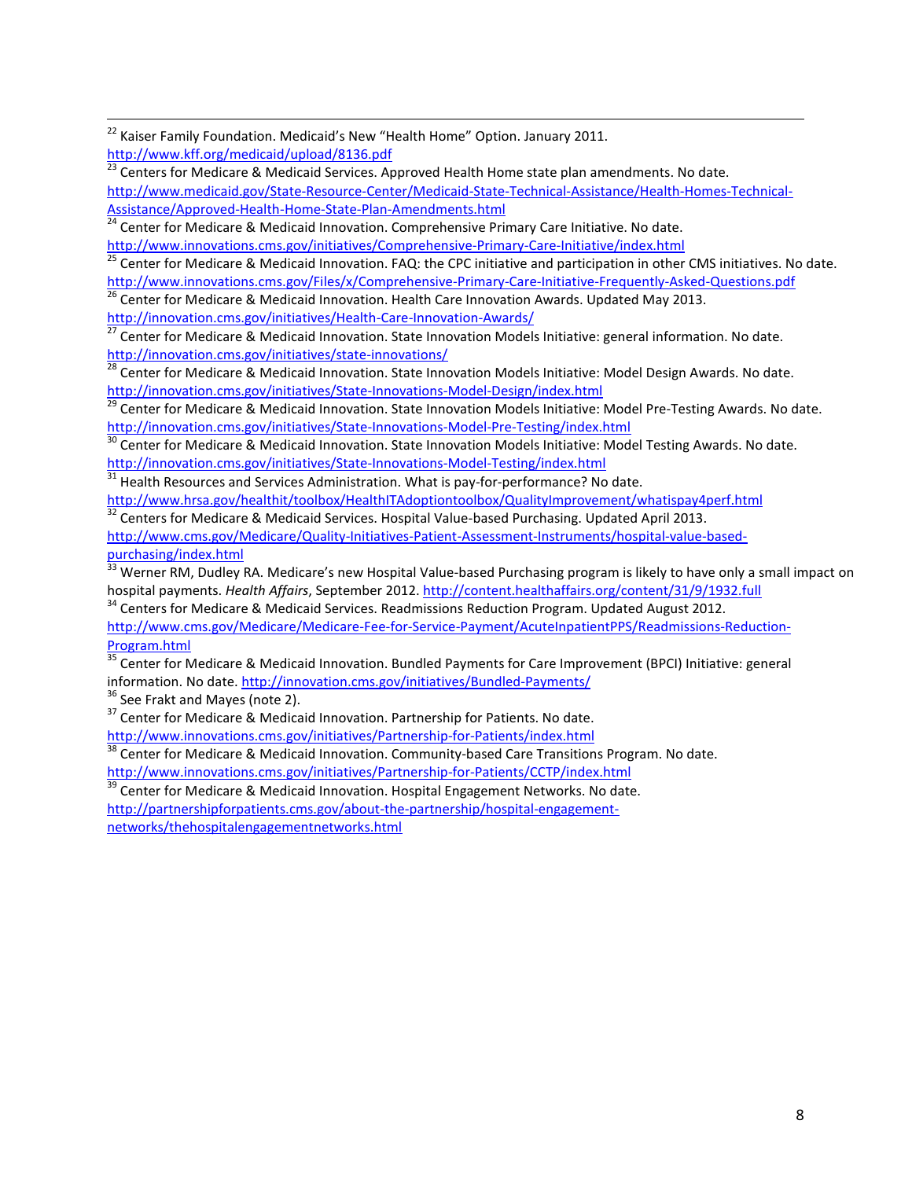[22] Kaiser Family Foundation. Medicaid's New "Health Home" Option. January 2011. http://www.kff.org/medicaid/upload/8136.pdf

[23] Centers for Medicare & Medicaid Services. Approved Health Home state plan amendments. No date. http://www.medicaid.gov/State-Resource-Center/Medicaid-State-Technical-Assistance/Health-Homes-Technical-Assistance/Approved-Health-Home-State-Plan-Amendments.html

[24] Center for Medicare & Medicaid Innovation. Comprehensive Primary Care Initiative. No date. http://www.innovations.cms.gov/initiatives/Comprehensive-Primary-Care-Initiative/index.html

[25] Center for Medicare & Medicaid Innovation. FAQ: the CPC initiative and participation in other CMS initiatives. No date. http://www.innovations.cms.gov/Files/x/Comprehensive-Primary-Care-Initiative-Frequently-Asked-Questions.pdf

[26] Center for Medicare & Medicaid Innovation. Health Care Innovation Awards. Updated May 2013. http://innovation.cms.gov/initiatives/Health-Care-Innovation-Awards/

[27] Center for Medicare & Medicaid Innovation. State Innovation Models Initiative: general information. No date. http://innovation.cms.gov/initiatives/state-innovations/

[28] Center for Medicare & Medicaid Innovation. State Innovation Models Initiative: Model Design Awards. No date. http://innovation.cms.gov/initiatives/State-Innovations-Model-Design/index.html

[29] Center for Medicare & Medicaid Innovation. State Innovation Models Initiative: Model Pre-Testing Awards. No date. http://innovation.cms.gov/initiatives/State-Innovations-Model-Pre-Testing/index.html

[30] Center for Medicare & Medicaid Innovation. State Innovation Models Initiative: Model Testing Awards. No date. http://innovation.cms.gov/initiatives/State-Innovations-Model-Testing/index.html

[31] Health Resources and Services Administration. What is pay-for-performance? No date. http://www.hrsa.gov/healthit/toolbox/HealthITAdoptiontoolbox/QualityImprovement/whatispay4perf.html

[32] Centers for Medicare & Medicaid Services. Hospital Value-based Purchasing. Updated April 2013. http://www.cms.gov/Medicare/Quality-Initiatives-Patient-Assessment-Instruments/hospital-value-based-purchasing/index.html

[33] Werner RM, Dudley RA. Medicare's new Hospital Value-based Purchasing program is likely to have only a small impact on hospital payments. *Health Affairs*, September 2012. http://content.healthaffairs.org/content/31/9/1932.full

[34] Centers for Medicare & Medicaid Services. Readmissions Reduction Program. Updated August 2012. http://www.cms.gov/Medicare/Medicare-Fee-for-Service-Payment/AcuteInpatientPPS/Readmissions-Reduction-Program.html

[35] Center for Medicare & Medicaid Innovation. Bundled Payments for Care Improvement (BPCI) Initiative: general information. No date. http://innovation.cms.gov/initiatives/Bundled-Payments/

[36] See Frakt and Mayes (note 2).

[37] Center for Medicare & Medicaid Innovation. Partnership for Patients. No date. http://www.innovations.cms.gov/initiatives/Partnership-for-Patients/index.html

[38] Center for Medicare & Medicaid Innovation. Community-based Care Transitions Program. No date. http://www.innovations.cms.gov/initiatives/Partnership-for-Patients/CCTP/index.html

[39] Center for Medicare & Medicaid Innovation. Hospital Engagement Networks. No date. http://partnershipforpatients.cms.gov/about-the-partnership/hospital-engagement-networks/thehospitalengagementnetworks.html